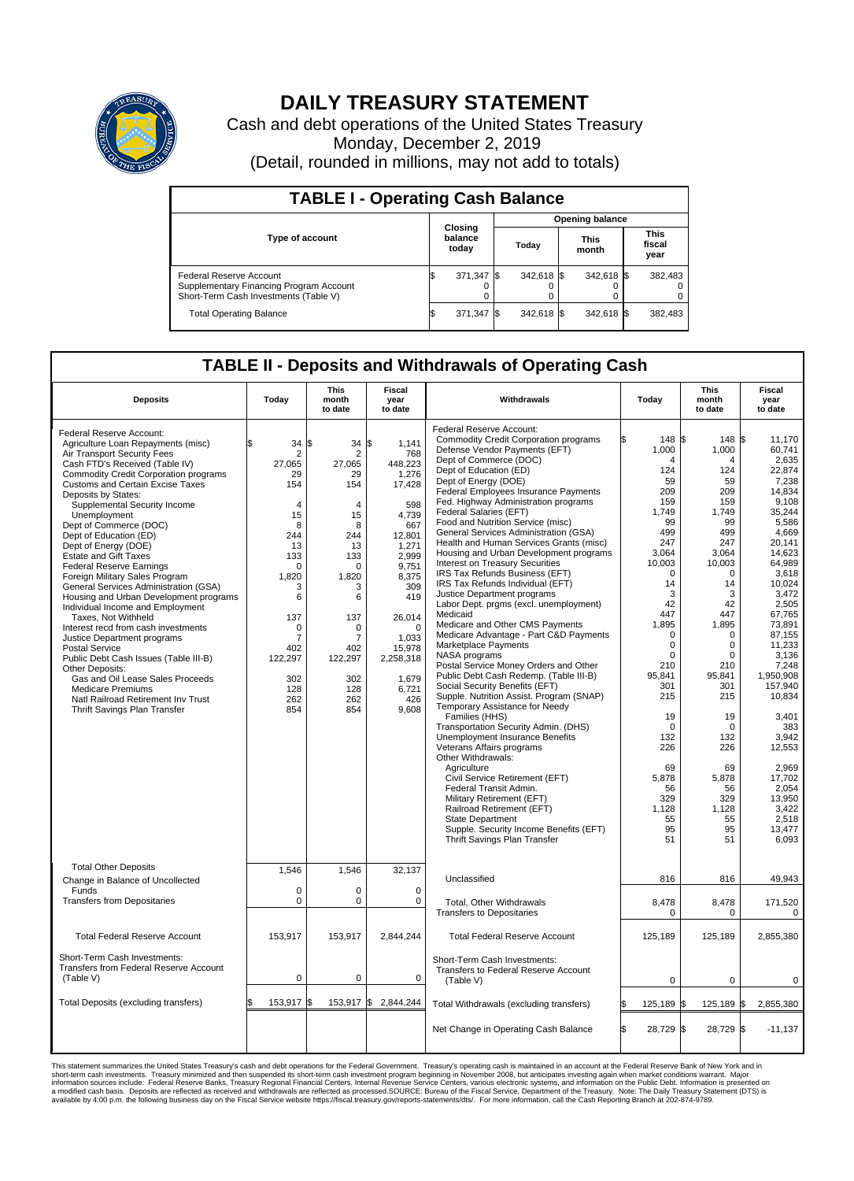# DAILY TREASURY STATEMENT

Cash and debt operations of the United States Treasury
Monday, December 2, 2019
(Detail, rounded in millions, may not add to totals)

## TABLE I - Operating Cash Balance

| Type of account | Closing balance today | Opening balance Today | Opening balance This month | Opening balance This fiscal year |
|---|---|---|---|---|
| Federal Reserve Account | $ 371,347 | $ 342,618 | $ 342,618 | $ 382,483 |
| Supplementary Financing Program Account | 0 | 0 | 0 | 0 |
| Short-Term Cash Investments (Table V) | 0 | 0 | 0 | 0 |
| Total Operating Balance | $ 371,347 | $ 342,618 | $ 342,618 | $ 382,483 |

## TABLE II - Deposits and Withdrawals of Operating Cash

| Deposits | Today | This month to date | Fiscal year to date |
|---|---|---|---|
| Federal Reserve Account: | | | |
| Agriculture Loan Repayments (misc) | $ 34 | $ 34 | $ 1,141 |
| Air Transport Security Fees | 2 | 2 | 768 |
| Cash FTD's Received (Table IV) | 27,065 | 27,065 | 448,223 |
| Commodity Credit Corporation programs | 29 | 29 | 1,276 |
| Customs and Certain Excise Taxes | 154 | 154 | 17,428 |
| Deposits by States: | | | |
| Supplemental Security Income | 4 | 4 | 598 |
| Unemployment | 15 | 15 | 4,739 |
| Dept of Commerce (DOC) | 8 | 8 | 667 |
| Dept of Education (ED) | 244 | 244 | 12,801 |
| Dept of Energy (DOE) | 13 | 13 | 1,271 |
| Estate and Gift Taxes | 133 | 133 | 2,999 |
| Federal Reserve Earnings | 0 | 0 | 9,751 |
| Foreign Military Sales Program | 1,820 | 1,820 | 8,375 |
| General Services Administration (GSA) | 3 | 3 | 309 |
| Housing and Urban Development programs | 6 | 6 | 419 |
| Individual Income and Employment Taxes, Not Withheld | 137 | 137 | 26,014 |
| Interest recd from cash investments | 0 | 0 | 0 |
| Justice Department programs | 7 | 7 | 1,033 |
| Postal Service | 402 | 402 | 15,978 |
| Public Debt Cash Issues (Table III-B) | 122,297 | 122,297 | 2,258,318 |
| Other Deposits: | | | |
| Gas and Oil Lease Sales Proceeds | 302 | 302 | 1,679 |
| Medicare Premiums | 128 | 128 | 6,721 |
| Natl Railroad Retirement Inv Trust | 262 | 262 | 426 |
| Thrift Savings Plan Transfer | 854 | 854 | 9,608 |
| Total Other Deposits | 1,546 | 1,546 | 32,137 |
| Change in Balance of Uncollected Funds | 0 | 0 | 0 |
| Transfers from Depositaries | 0 | 0 | 0 |
| Total Federal Reserve Account | 153,917 | 153,917 | 2,844,244 |
| Short-Term Cash Investments: Transfers from Federal Reserve Account (Table V) | 0 | 0 | 0 |
| Total Deposits (excluding transfers) | $ 153,917 | $ 153,917 | $ 2,844,244 |

| Withdrawals | Today | This month to date | Fiscal year to date |
|---|---|---|---|
| Federal Reserve Account: | | | |
| Commodity Credit Corporation programs | $ 148 | $ 148 | $ 11,170 |
| Defense Vendor Payments (EFT) | 1,000 | 1,000 | 60,741 |
| Dept of Commerce (DOC) | 4 | 4 | 2,635 |
| Dept of Education (ED) | 124 | 124 | 22,874 |
| Dept of Energy (DOE) | 59 | 59 | 7,238 |
| Federal Employees Insurance Payments | 209 | 209 | 14,834 |
| Fed. Highway Administration programs | 159 | 159 | 9,108 |
| Federal Salaries (EFT) | 1,749 | 1,749 | 35,244 |
| Food and Nutrition Service (misc) | 99 | 99 | 5,586 |
| General Services Administration (GSA) | 499 | 499 | 4,669 |
| Health and Human Services Grants (misc) | 247 | 247 | 20,141 |
| Housing and Urban Development programs | 3,064 | 3,064 | 14,623 |
| Interest on Treasury Securities | 10,003 | 10,003 | 64,989 |
| IRS Tax Refunds Business (EFT) | 0 | 0 | 3,618 |
| IRS Tax Refunds Individual (EFT) | 14 | 14 | 10,024 |
| Justice Department programs | 3 | 3 | 3,472 |
| Labor Dept. prgms (excl. unemployment) | 42 | 42 | 2,505 |
| Medicaid | 447 | 447 | 67,765 |
| Medicare and Other CMS Payments | 1,895 | 1,895 | 73,891 |
| Medicare Advantage - Part C&D Payments | 0 | 0 | 87,155 |
| Marketplace Payments | 0 | 0 | 11,233 |
| NASA programs | 0 | 0 | 3,136 |
| Postal Service Money Orders and Other | 210 | 210 | 7,248 |
| Public Debt Cash Redemp. (Table III-B) | 95,841 | 95,841 | 1,950,908 |
| Social Security Benefits (EFT) | 301 | 301 | 157,940 |
| Supple. Nutrition Assist. Program (SNAP) | 215 | 215 | 10,834 |
| Temporary Assistance for Needy Families (HHS) | 19 | 19 | 3,401 |
| Transportation Security Admin. (DHS) | 0 | 0 | 383 |
| Unemployment Insurance Benefits | 132 | 132 | 3,942 |
| Veterans Affairs programs | 226 | 226 | 12,553 |
| Other Withdrawals: | | | |
| Agriculture | 69 | 69 | 2,969 |
| Civil Service Retirement (EFT) | 5,878 | 5,878 | 17,702 |
| Federal Transit Admin. | 56 | 56 | 2,054 |
| Military Retirement (EFT) | 329 | 329 | 13,950 |
| Railroad Retirement (EFT) | 1,128 | 1,128 | 3,422 |
| State Department | 55 | 55 | 2,518 |
| Supple. Security Income Benefits (EFT) | 95 | 95 | 13,477 |
| Thrift Savings Plan Transfer | 51 | 51 | 6,093 |
| Unclassified | 816 | 816 | 49,943 |
| Total, Other Withdrawals | 8,478 | 8,478 | 171,520 |
| Transfers to Depositaries | 0 | 0 | 0 |
| Total Federal Reserve Account | 125,189 | 125,189 | 2,855,380 |
| Short-Term Cash Investments: Transfers to Federal Reserve Account (Table V) | 0 | 0 | 0 |
| Total Withdrawals (excluding transfers) | $ 125,189 | $ 125,189 | $ 2,855,380 |
| Net Change in Operating Cash Balance | $ 28,729 | $ 28,729 | $ -11,137 |

This statement summarizes the United States Treasury's cash and debt operations for the Federal Government. Treasury's operating cash is maintained in an account at the Federal Reserve Bank of New York and in short-term cash investments. Treasury minimized and then suspended its short-term cash investment program beginning in November 2008, but anticipates investing again when market conditions warrant. Major information sources include: Federal Reserve Banks, Treasury Regional Financial Centers, Internal Revenue Service Centers, various electronic systems, and information on the Public Debt. Information is presented on a modified cash basis. Deposits are reflected as received and withdrawals are reflected as processed.SOURCE: Bureau of the Fiscal Service, Department of the Treasury. Note: The Daily Treasury Statement (DTS) is available by 4:00 p.m. the following business day on the Fiscal Service website https://fiscal.treasury.gov/reports-statements/dts/. For more information, call the Cash Reporting Branch at 202-874-9789.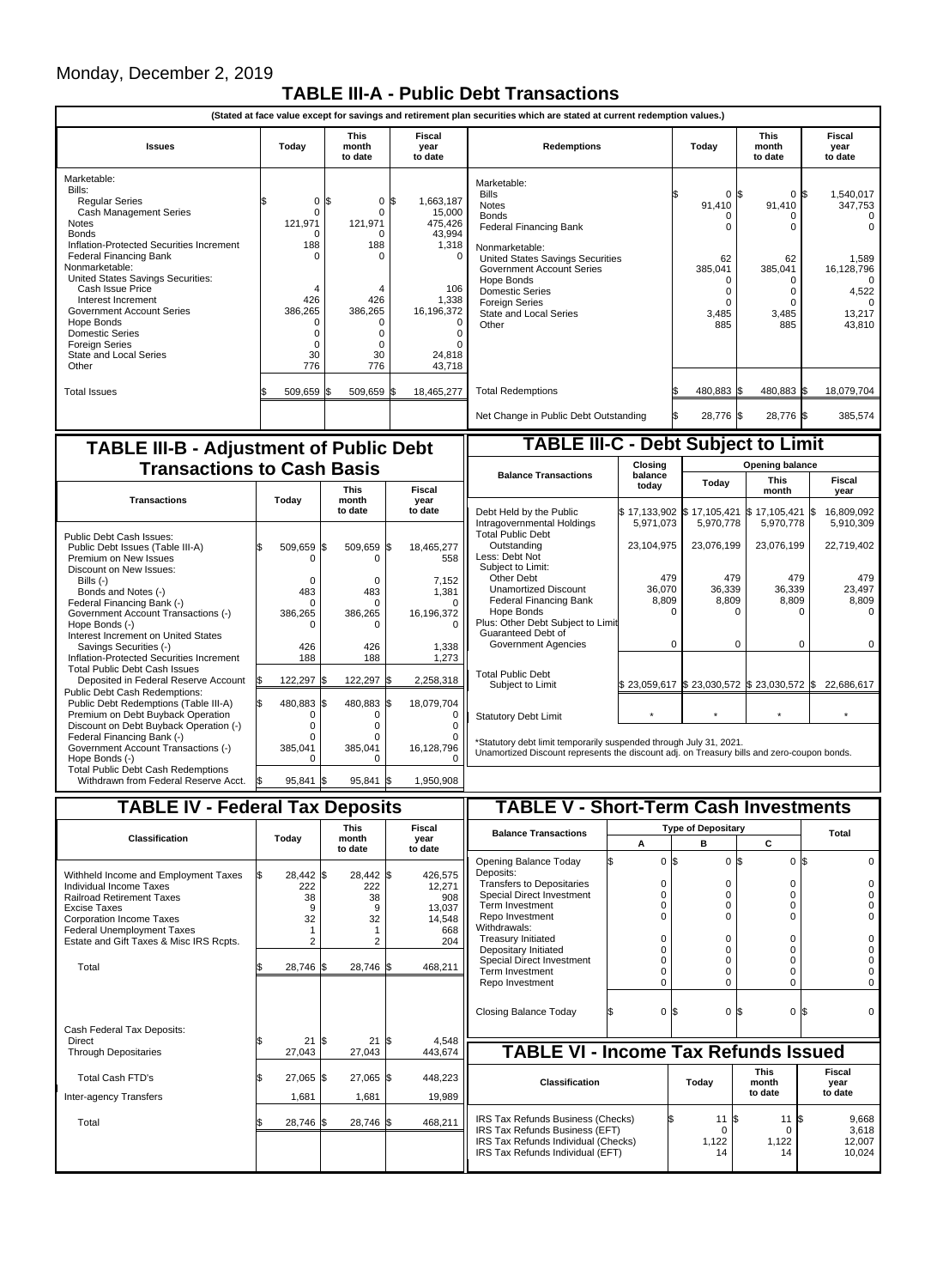Monday, December 2, 2019

# TABLE III-A - Public Debt Transactions

(Stated at face value except for savings and retirement plan securities which are stated at current redemption values.)

| Issues | Today | This month to date | Fiscal year to date |
|---|---|---|---|
| Marketable: | | | |
| Bills: | | | |
| Regular Series | $ 0 | $ 0 | $ 1,663,187 |
| Cash Management Series | 0 | 0 | 15,000 |
| Notes | 121,971 | 121,971 | 475,426 |
| Bonds | 0 | 0 | 43,994 |
| Inflation-Protected Securities Increment | 188 | 188 | 1,318 |
| Federal Financing Bank | 0 | 0 | 0 |
| Nonmarketable: | | | |
| United States Savings Securities: | | | |
| Cash Issue Price | 4 | 4 | 106 |
| Interest Increment | 426 | 426 | 1,338 |
| Government Account Series | 386,265 | 386,265 | 16,196,372 |
| Hope Bonds | 0 | 0 | 0 |
| Domestic Series | 0 | 0 | 0 |
| Foreign Series | 0 | 0 | 0 |
| State and Local Series | 30 | 30 | 24,818 |
| Other | 776 | 776 | 43,718 |
| Total Issues | $ 509,659 | $ 509,659 | $ 18,465,277 |

| Redemptions | Today | This month to date | Fiscal year to date |
|---|---|---|---|
| Marketable: | | | |
| Bills | $ 0 | $ 0 | $ 1,540,017 |
| Notes | 91,410 | 91,410 | 347,753 |
| Bonds | 0 | 0 | 0 |
| Federal Financing Bank | 0 | 0 | 0 |
| Nonmarketable: | | | |
| United States Savings Securities | 62 | 62 | 1,589 |
| Government Account Series | 385,041 | 385,041 | 16,128,796 |
| Hope Bonds | 0 | 0 | 0 |
| Domestic Series | 0 | 0 | 4,522 |
| Foreign Series | 0 | 0 | 0 |
| State and Local Series | 3,485 | 3,485 | 13,217 |
| Other | 885 | 885 | 43,810 |
| Total Redemptions | $ 480,883 | $ 480,883 | $ 18,079,704 |
| Net Change in Public Debt Outstanding | $ 28,776 | $ 28,776 | $ 385,574 |

# TABLE III-B - Adjustment of Public Debt Transactions to Cash Basis

| Transactions | Today | This month to date | Fiscal year to date |
|---|---|---|---|
| Public Debt Cash Issues: | | | |
| Public Debt Issues (Table III-A) | $ 509,659 | $ 509,659 | $ 18,465,277 |
| Premium on New Issues | 0 | 0 | 558 |
| Discount on New Issues: | | | |
| Bills (-) | 0 | 0 | 7,152 |
| Bonds and Notes (-) | 483 | 483 | 1,381 |
| Federal Financing Bank (-) | 0 | 0 | 0 |
| Government Account Transactions (-) | 386,265 | 386,265 | 16,196,372 |
| Hope Bonds (-) | 0 | 0 | 0 |
| Interest Increment on United States Savings Securities (-) | 426 | 426 | 1,338 |
| Inflation-Protected Securities Increment | 188 | 188 | 1,273 |
| Total Public Debt Cash Issues Deposited in Federal Reserve Account | $ 122,297 | $ 122,297 | $ 2,258,318 |
| Public Debt Cash Redemptions: | | | |
| Public Debt Redemptions (Table III-A) | $ 480,883 | $ 480,883 | $ 18,079,704 |
| Premium on Debt Buyback Operation | 0 | 0 | 0 |
| Discount on Debt Buyback Operation (-) | 0 | 0 | 0 |
| Federal Financing Bank (-) | 0 | 0 | 0 |
| Government Account Transactions (-) | 385,041 | 385,041 | 16,128,796 |
| Hope Bonds (-) | 0 | 0 | 0 |
| Total Public Debt Cash Redemptions Withdrawn from Federal Reserve Acct. | $ 95,841 | $ 95,841 | $ 1,950,908 |

# TABLE III-C - Debt Subject to Limit

| Balance Transactions | Closing balance today | Opening balance Today | Opening balance This month | Opening balance Fiscal year |
|---|---|---|---|---|
| Debt Held by the Public | $ 17,133,902 | $ 17,105,421 | $ 17,105,421 | $ 16,809,092 |
| Intragovernmental Holdings | 5,971,073 | 5,970,778 | 5,970,778 | 5,910,309 |
| Total Public Debt Outstanding | 23,104,975 | 23,076,199 | 23,076,199 | 22,719,402 |
| Less: Debt Not Subject to Limit: | | | | |
| Other Debt | 479 | 479 | 479 | 479 |
| Unamortized Discount | 36,070 | 36,339 | 36,339 | 23,497 |
| Federal Financing Bank | 8,809 | 8,809 | 8,809 | 8,809 |
| Hope Bonds | 0 | 0 | 0 | 0 |
| Plus: Other Debt Subject to Limit | | | | |
| Guaranteed Debt of Government Agencies | 0 | 0 | 0 | 0 |
| Total Public Debt Subject to Limit | $ 23,059,617 | $ 23,030,572 | $ 23,030,572 | $ 22,686,617 |
| Statutory Debt Limit | * | * | * | * |

*Statutory debt limit temporarily suspended through July 31, 2021.
Unamortized Discount represents the discount adj. on Treasury bills and zero-coupon bonds.

# TABLE IV - Federal Tax Deposits

| Classification | Today | This month to date | Fiscal year to date |
|---|---|---|---|
| Withheld Income and Employment Taxes | $ 28,442 | $ 28,442 | $ 426,575 |
| Individual Income Taxes | 222 | 222 | 12,271 |
| Railroad Retirement Taxes | 38 | 38 | 908 |
| Excise Taxes | 9 | 9 | 13,037 |
| Corporation Income Taxes | 32 | 32 | 14,548 |
| Federal Unemployment Taxes | 1 | 1 | 668 |
| Estate and Gift Taxes & Misc IRS Rcpts. | 2 | 2 | 204 |
| Total | $ 28,746 | $ 28,746 | $ 468,211 |
| Cash Federal Tax Deposits: | | | |
| Direct | $ 21 | $ 21 | $ 4,548 |
| Through Depositaries | 27,043 | 27,043 | 443,674 |
| Total Cash FTD's | $ 27,065 | $ 27,065 | $ 448,223 |
| Inter-agency Transfers | 1,681 | 1,681 | 19,989 |
| Total | $ 28,746 | $ 28,746 | $ 468,211 |

# TABLE V - Short-Term Cash Investments

| Balance Transactions | Type of Depositary A | Type of Depositary B | Type of Depositary C | Total |
|---|---|---|---|---|
| Opening Balance Today | $ 0 | $ 0 | $ 0 | $ 0 |
| Deposits: | | | | |
| Transfers to Depositaries | 0 | 0 | 0 | 0 |
| Special Direct Investment | 0 | 0 | 0 | 0 |
| Term Investment | 0 | 0 | 0 | 0 |
| Repo Investment | 0 | 0 | 0 | 0 |
| Withdrawals: | | | | |
| Treasury Initiated | 0 | 0 | 0 | 0 |
| Depositary Initiated | 0 | 0 | 0 | 0 |
| Special Direct Investment | 0 | 0 | 0 | 0 |
| Term Investment | 0 | 0 | 0 | 0 |
| Repo Investment | 0 | 0 | 0 | 0 |
| Closing Balance Today | $ 0 | $ 0 | $ 0 | $ 0 |

# TABLE VI - Income Tax Refunds Issued

| Classification | Today | This month to date | Fiscal year to date |
|---|---|---|---|
| IRS Tax Refunds Business (Checks) | $ 11 | $ 11 | $ 9,668 |
| IRS Tax Refunds Business (EFT) | 0 | 0 | 3,618 |
| IRS Tax Refunds Individual (Checks) | 1,122 | 1,122 | 12,007 |
| IRS Tax Refunds Individual (EFT) | 14 | 14 | 10,024 |